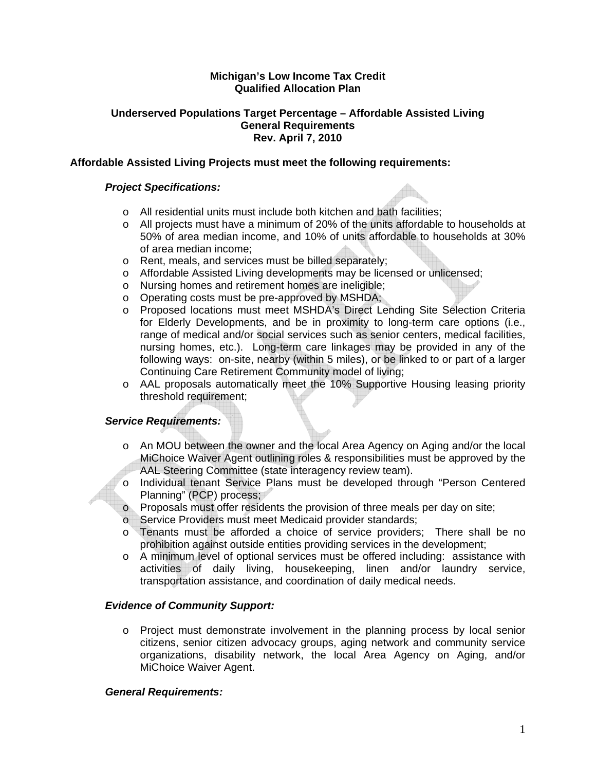**Michigan's Low Income Tax Credit**
**Qualified Allocation Plan**

**Underserved Populations Target Percentage – Affordable Assisted Living**
**General Requirements**
**Rev. April 7, 2010**

**Affordable Assisted Living Projects must meet the following requirements:**

***Project Specifications:***

- All residential units must include both kitchen and bath facilities;
- All projects must have a minimum of 20% of the units affordable to households at 50% of area median income, and 10% of units affordable to households at 30% of area median income;
- Rent, meals, and services must be billed separately;
- Affordable Assisted Living developments may be licensed or unlicensed;
- Nursing homes and retirement homes are ineligible;
- Operating costs must be pre-approved by MSHDA;
- Proposed locations must meet MSHDA's Direct Lending Site Selection Criteria for Elderly Developments, and be in proximity to long-term care options (i.e., range of medical and/or social services such as senior centers, medical facilities, nursing homes, etc.). Long-term care linkages may be provided in any of the following ways: on-site, nearby (within 5 miles), or be linked to or part of a larger Continuing Care Retirement Community model of living;
- AAL proposals automatically meet the 10% Supportive Housing leasing priority threshold requirement;

***Service Requirements:***

- An MOU between the owner and the local Area Agency on Aging and/or the local MiChoice Waiver Agent outlining roles & responsibilities must be approved by the AAL Steering Committee (state interagency review team).
- Individual tenant Service Plans must be developed through "Person Centered Planning" (PCP) process;
- Proposals must offer residents the provision of three meals per day on site;
- Service Providers must meet Medicaid provider standards;
- Tenants must be afforded a choice of service providers; There shall be no prohibition against outside entities providing services in the development;
- A minimum level of optional services must be offered including: assistance with activities of daily living, housekeeping, linen and/or laundry service, transportation assistance, and coordination of daily medical needs.

***Evidence of Community Support:***

- Project must demonstrate involvement in the planning process by local senior citizens, senior citizen advocacy groups, aging network and community service organizations, disability network, the local Area Agency on Aging, and/or MiChoice Waiver Agent.

***General Requirements:***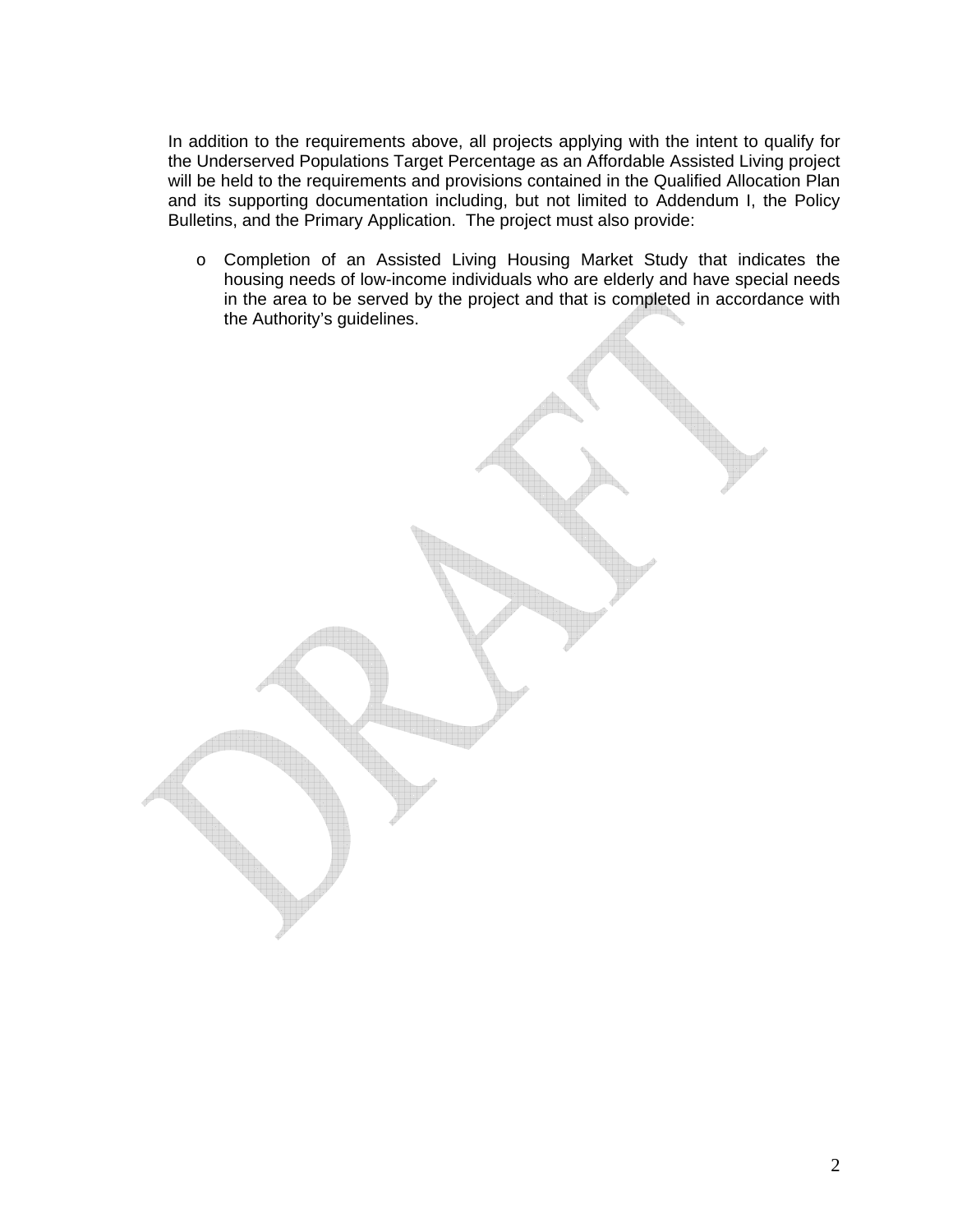In addition to the requirements above, all projects applying with the intent to qualify for the Underserved Populations Target Percentage as an Affordable Assisted Living project will be held to the requirements and provisions contained in the Qualified Allocation Plan and its supporting documentation including, but not limited to Addendum I, the Policy Bulletins, and the Primary Application. The project must also provide:

- Completion of an Assisted Living Housing Market Study that indicates the housing needs of low-income individuals who are elderly and have special needs in the area to be served by the project and that is completed in accordance with the Authority's guidelines.